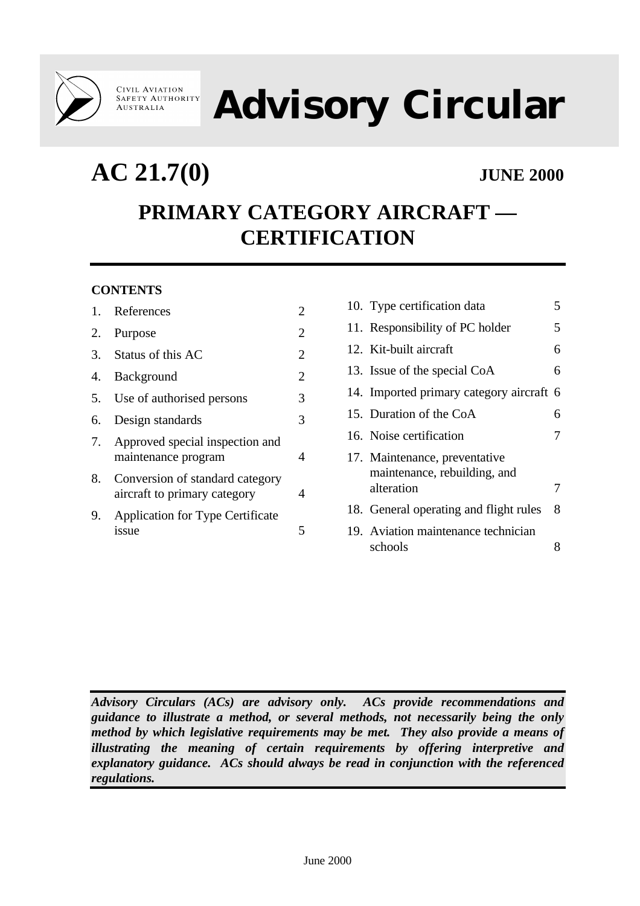Civil Aviation Safety Authority Australia

# Advisory Circular

## AC 21.7(0)

**JUNE 2000**

# PRIMARY CATEGORY AIRCRAFT — CERTIFICATION

**CONTENTS**

| | | |
|---|---|---|
| 1. | References | 2 |
| 2. | Purpose | 2 |
| 3. | Status of this AC | 2 |
| 4. | Background | 2 |
| 5. | Use of authorised persons | 3 |
| 6. | Design standards | 3 |
| 7. | Approved special inspection and maintenance program | 4 |
| 8. | Conversion of standard category aircraft to primary category | 4 |
| 9. | Application for Type Certificate issue | 5 |
| 10. | Type certification data | 5 |
| 11. | Responsibility of PC holder | 5 |
| 12. | Kit-built aircraft | 6 |
| 13. | Issue of the special CoA | 6 |
| 14. | Imported primary category aircraft | 6 |
| 15. | Duration of the CoA | 6 |
| 16. | Noise certification | 7 |
| 17. | Maintenance, preventative maintenance, rebuilding, and alteration | 7 |
| 18. | General operating and flight rules | 8 |
| 19. | Aviation maintenance technician schools | 8 |

***Advisory Circulars (ACs) are advisory only. ACs provide recommendations and guidance to illustrate a method, or several methods, not necessarily being the only method by which legislative requirements may be met. They also provide a means of illustrating the meaning of certain requirements by offering interpretive and explanatory guidance. ACs should always be read in conjunction with the referenced regulations.***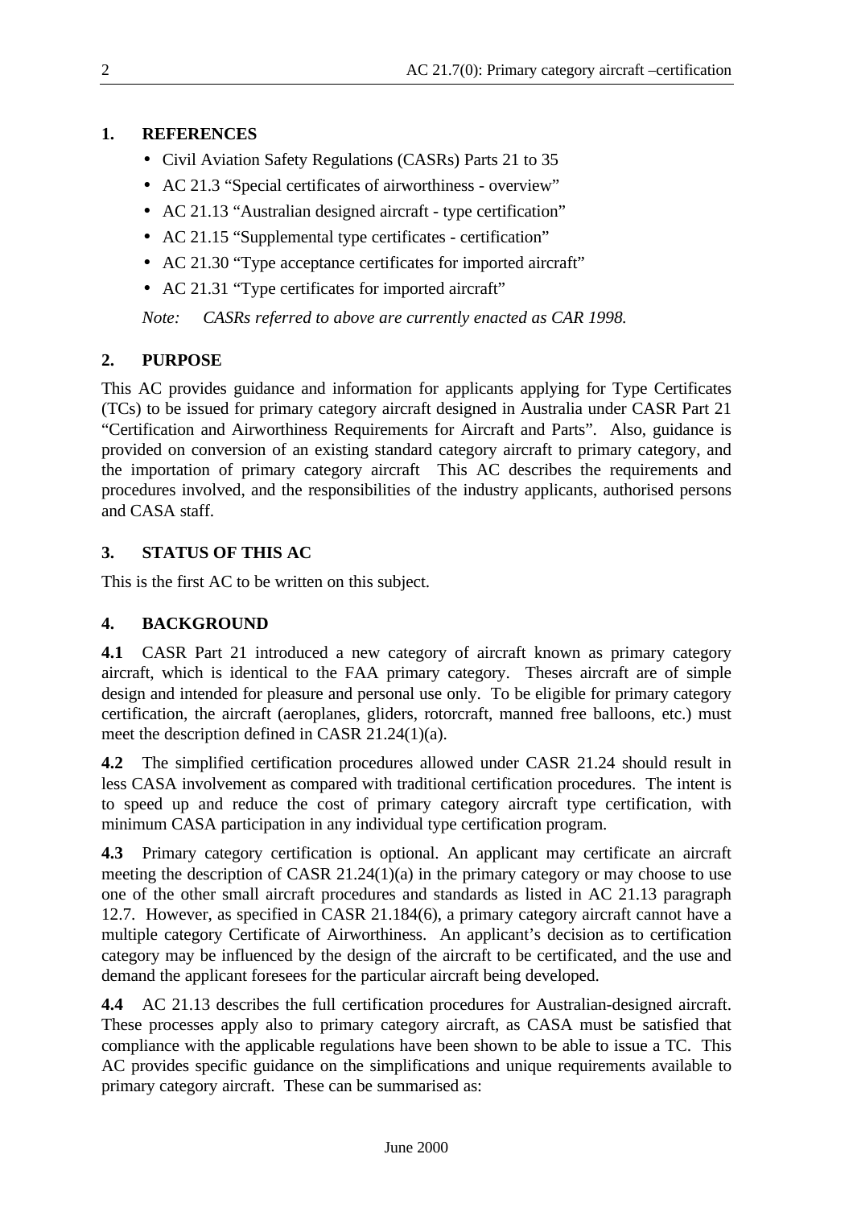## 1. REFERENCES

- Civil Aviation Safety Regulations (CASRs) Parts 21 to 35
- AC 21.3 "Special certificates of airworthiness - overview"
- AC 21.13 "Australian designed aircraft - type certification"
- AC 21.15 "Supplemental type certificates - certification"
- AC 21.30 "Type acceptance certificates for imported aircraft"
- AC 21.31 "Type certificates for imported aircraft"

*Note: CASRs referred to above are currently enacted as CAR 1998.*

## 2. PURPOSE

This AC provides guidance and information for applicants applying for Type Certificates (TCs) to be issued for primary category aircraft designed in Australia under CASR Part 21 "Certification and Airworthiness Requirements for Aircraft and Parts". Also, guidance is provided on conversion of an existing standard category aircraft to primary category, and the importation of primary category aircraft This AC describes the requirements and procedures involved, and the responsibilities of the industry applicants, authorised persons and CASA staff.

## 3. STATUS OF THIS AC

This is the first AC to be written on this subject.

## 4. BACKGROUND

**4.1** CASR Part 21 introduced a new category of aircraft known as primary category aircraft, which is identical to the FAA primary category. Theses aircraft are of simple design and intended for pleasure and personal use only. To be eligible for primary category certification, the aircraft (aeroplanes, gliders, rotorcraft, manned free balloons, etc.) must meet the description defined in CASR 21.24(1)(a).

**4.2** The simplified certification procedures allowed under CASR 21.24 should result in less CASA involvement as compared with traditional certification procedures. The intent is to speed up and reduce the cost of primary category aircraft type certification, with minimum CASA participation in any individual type certification program.

**4.3** Primary category certification is optional. An applicant may certificate an aircraft meeting the description of CASR 21.24(1)(a) in the primary category or may choose to use one of the other small aircraft procedures and standards as listed in AC 21.13 paragraph 12.7. However, as specified in CASR 21.184(6), a primary category aircraft cannot have a multiple category Certificate of Airworthiness. An applicant's decision as to certification category may be influenced by the design of the aircraft to be certificated, and the use and demand the applicant foresees for the particular aircraft being developed.

**4.4** AC 21.13 describes the full certification procedures for Australian-designed aircraft. These processes apply also to primary category aircraft, as CASA must be satisfied that compliance with the applicable regulations have been shown to be able to issue a TC. This AC provides specific guidance on the simplifications and unique requirements available to primary category aircraft. These can be summarised as: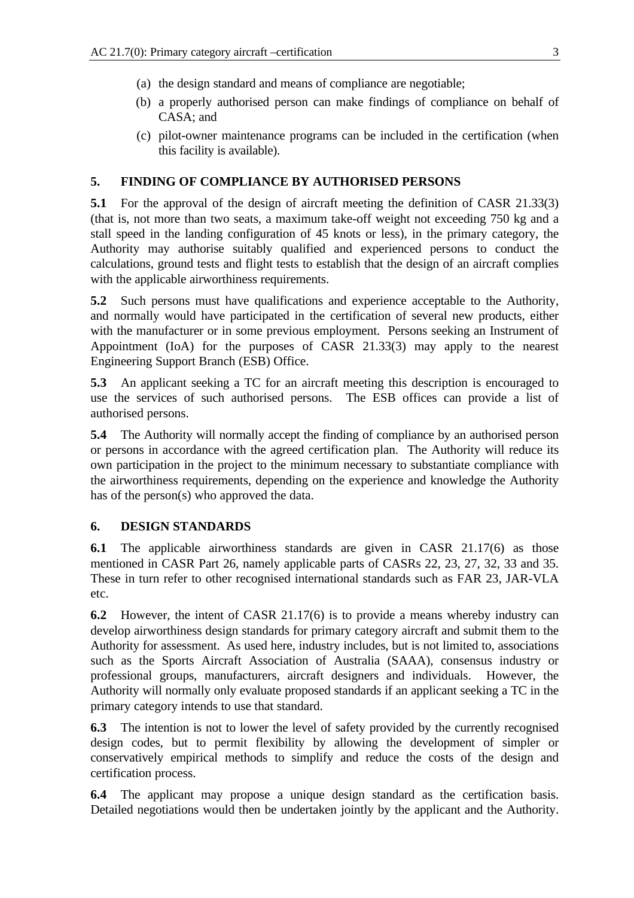(a) the design standard and means of compliance are negotiable;

(b) a properly authorised person can make findings of compliance on behalf of CASA; and

(c) pilot-owner maintenance programs can be included in the certification (when this facility is available).

## 5. FINDING OF COMPLIANCE BY AUTHORISED PERSONS

**5.1** For the approval of the design of aircraft meeting the definition of CASR 21.33(3) (that is, not more than two seats, a maximum take-off weight not exceeding 750 kg and a stall speed in the landing configuration of 45 knots or less), in the primary category, the Authority may authorise suitably qualified and experienced persons to conduct the calculations, ground tests and flight tests to establish that the design of an aircraft complies with the applicable airworthiness requirements.

**5.2** Such persons must have qualifications and experience acceptable to the Authority, and normally would have participated in the certification of several new products, either with the manufacturer or in some previous employment. Persons seeking an Instrument of Appointment (IoA) for the purposes of CASR 21.33(3) may apply to the nearest Engineering Support Branch (ESB) Office.

**5.3** An applicant seeking a TC for an aircraft meeting this description is encouraged to use the services of such authorised persons. The ESB offices can provide a list of authorised persons.

**5.4** The Authority will normally accept the finding of compliance by an authorised person or persons in accordance with the agreed certification plan. The Authority will reduce its own participation in the project to the minimum necessary to substantiate compliance with the airworthiness requirements, depending on the experience and knowledge the Authority has of the person(s) who approved the data.

## 6. DESIGN STANDARDS

**6.1** The applicable airworthiness standards are given in CASR 21.17(6) as those mentioned in CASR Part 26, namely applicable parts of CASRs 22, 23, 27, 32, 33 and 35. These in turn refer to other recognised international standards such as FAR 23, JAR-VLA etc.

**6.2** However, the intent of CASR 21.17(6) is to provide a means whereby industry can develop airworthiness design standards for primary category aircraft and submit them to the Authority for assessment. As used here, industry includes, but is not limited to, associations such as the Sports Aircraft Association of Australia (SAAA), consensus industry or professional groups, manufacturers, aircraft designers and individuals. However, the Authority will normally only evaluate proposed standards if an applicant seeking a TC in the primary category intends to use that standard.

**6.3** The intention is not to lower the level of safety provided by the currently recognised design codes, but to permit flexibility by allowing the development of simpler or conservatively empirical methods to simplify and reduce the costs of the design and certification process.

**6.4** The applicant may propose a unique design standard as the certification basis. Detailed negotiations would then be undertaken jointly by the applicant and the Authority.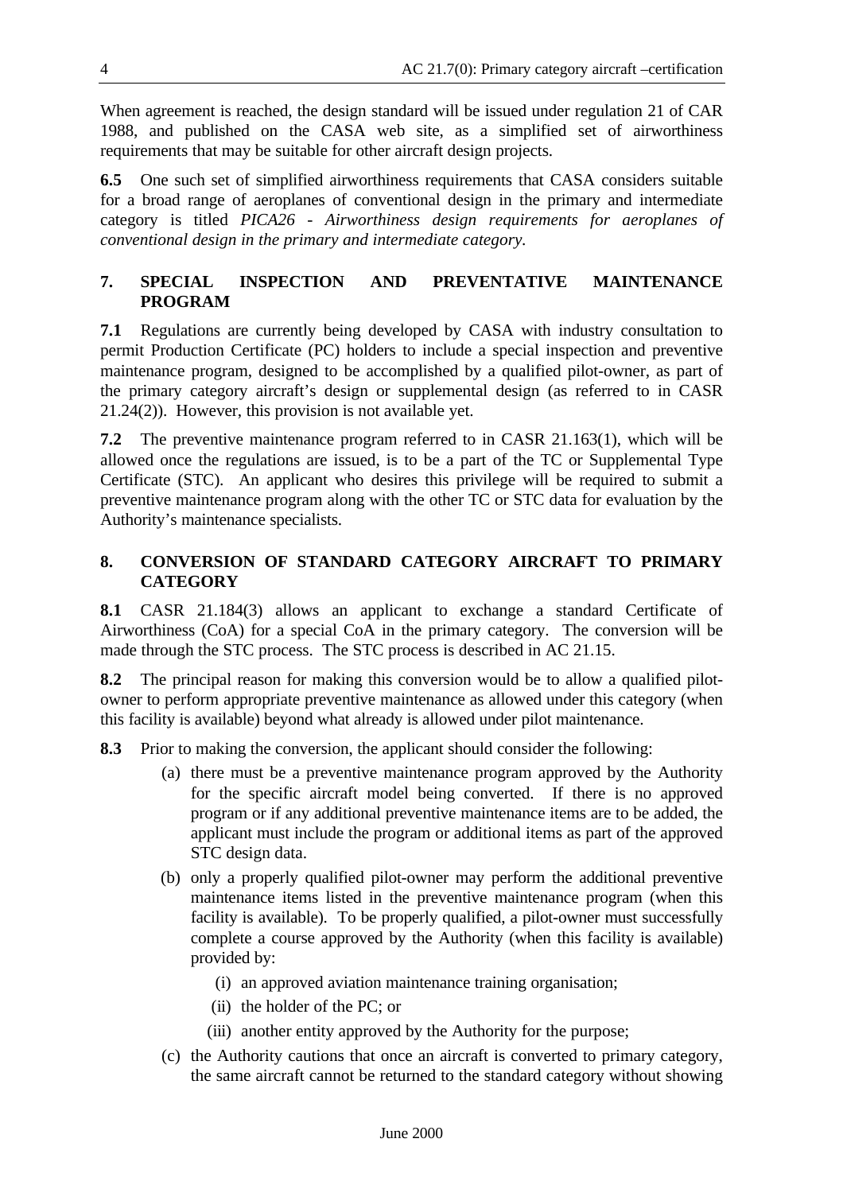When agreement is reached, the design standard will be issued under regulation 21 of CAR 1988, and published on the CASA web site, as a simplified set of airworthiness requirements that may be suitable for other aircraft design projects.

**6.5** One such set of simplified airworthiness requirements that CASA considers suitable for a broad range of aeroplanes of conventional design in the primary and intermediate category is titled *PICA26 - Airworthiness design requirements for aeroplanes of conventional design in the primary and intermediate category*.

## 7. SPECIAL INSPECTION AND PREVENTATIVE MAINTENANCE PROGRAM

**7.1** Regulations are currently being developed by CASA with industry consultation to permit Production Certificate (PC) holders to include a special inspection and preventive maintenance program, designed to be accomplished by a qualified pilot-owner, as part of the primary category aircraft's design or supplemental design (as referred to in CASR 21.24(2)). However, this provision is not available yet.

**7.2** The preventive maintenance program referred to in CASR 21.163(1), which will be allowed once the regulations are issued, is to be a part of the TC or Supplemental Type Certificate (STC). An applicant who desires this privilege will be required to submit a preventive maintenance program along with the other TC or STC data for evaluation by the Authority's maintenance specialists.

## 8. CONVERSION OF STANDARD CATEGORY AIRCRAFT TO PRIMARY CATEGORY

**8.1** CASR 21.184(3) allows an applicant to exchange a standard Certificate of Airworthiness (CoA) for a special CoA in the primary category. The conversion will be made through the STC process. The STC process is described in AC 21.15.

**8.2** The principal reason for making this conversion would be to allow a qualified pilot-owner to perform appropriate preventive maintenance as allowed under this category (when this facility is available) beyond what already is allowed under pilot maintenance.

**8.3** Prior to making the conversion, the applicant should consider the following:

(a) there must be a preventive maintenance program approved by the Authority for the specific aircraft model being converted. If there is no approved program or if any additional preventive maintenance items are to be added, the applicant must include the program or additional items as part of the approved STC design data.

(b) only a properly qualified pilot-owner may perform the additional preventive maintenance items listed in the preventive maintenance program (when this facility is available). To be properly qualified, a pilot-owner must successfully complete a course approved by the Authority (when this facility is available) provided by:

   (i) an approved aviation maintenance training organisation;

   (ii) the holder of the PC; or

   (iii) another entity approved by the Authority for the purpose;

(c) the Authority cautions that once an aircraft is converted to primary category, the same aircraft cannot be returned to the standard category without showing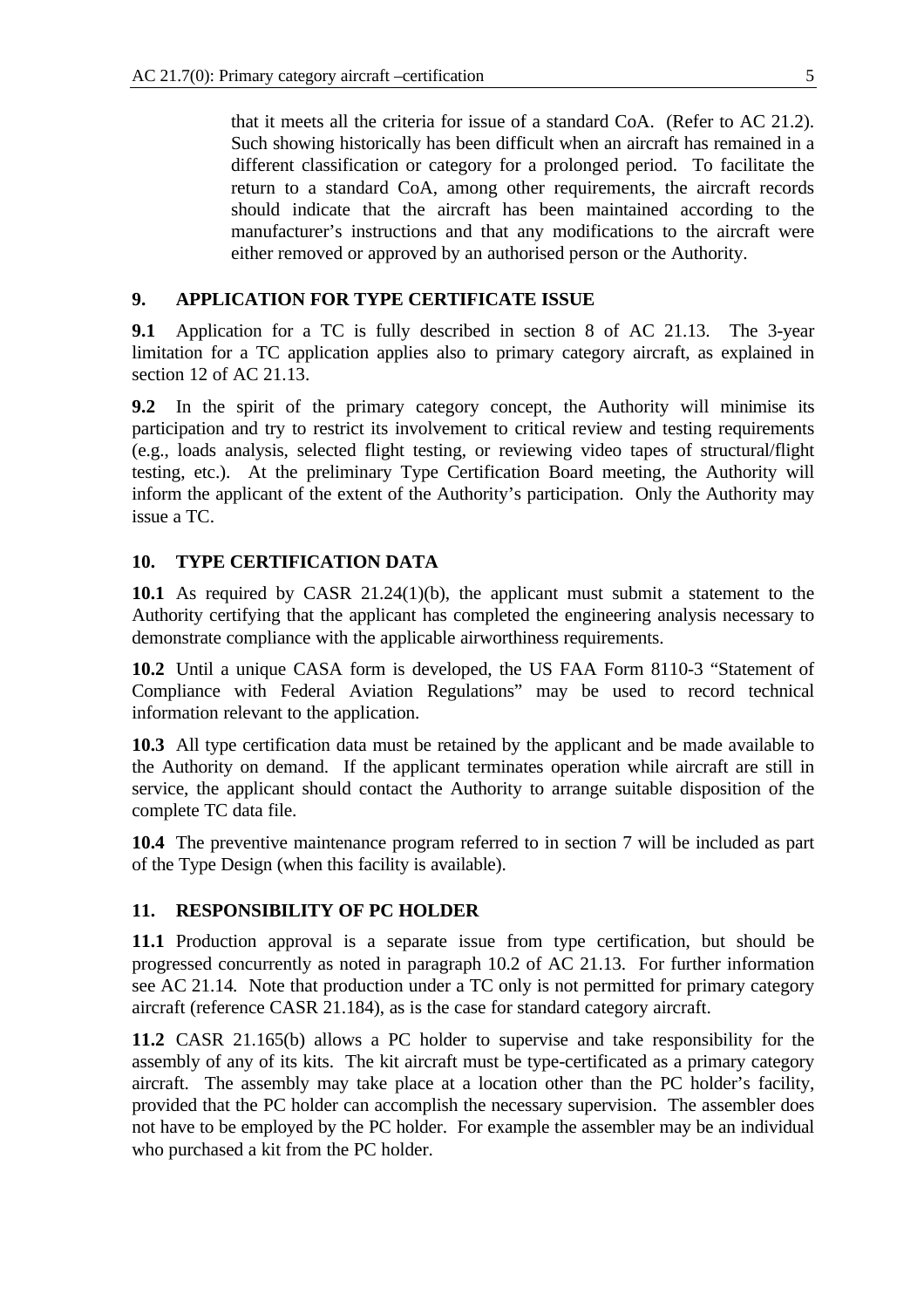that it meets all the criteria for issue of a standard CoA. (Refer to AC 21.2). Such showing historically has been difficult when an aircraft has remained in a different classification or category for a prolonged period. To facilitate the return to a standard CoA, among other requirements, the aircraft records should indicate that the aircraft has been maintained according to the manufacturer's instructions and that any modifications to the aircraft were either removed or approved by an authorised person or the Authority.

## 9. APPLICATION FOR TYPE CERTIFICATE ISSUE

**9.1** Application for a TC is fully described in section 8 of AC 21.13. The 3-year limitation for a TC application applies also to primary category aircraft, as explained in section 12 of AC 21.13.

**9.2** In the spirit of the primary category concept, the Authority will minimise its participation and try to restrict its involvement to critical review and testing requirements (e.g., loads analysis, selected flight testing, or reviewing video tapes of structural/flight testing, etc.). At the preliminary Type Certification Board meeting, the Authority will inform the applicant of the extent of the Authority's participation. Only the Authority may issue a TC.

## 10. TYPE CERTIFICATION DATA

**10.1** As required by CASR 21.24(1)(b), the applicant must submit a statement to the Authority certifying that the applicant has completed the engineering analysis necessary to demonstrate compliance with the applicable airworthiness requirements.

**10.2** Until a unique CASA form is developed, the US FAA Form 8110-3 "Statement of Compliance with Federal Aviation Regulations" may be used to record technical information relevant to the application.

**10.3** All type certification data must be retained by the applicant and be made available to the Authority on demand. If the applicant terminates operation while aircraft are still in service, the applicant should contact the Authority to arrange suitable disposition of the complete TC data file.

**10.4** The preventive maintenance program referred to in section 7 will be included as part of the Type Design (when this facility is available).

## 11. RESPONSIBILITY OF PC HOLDER

**11.1** Production approval is a separate issue from type certification, but should be progressed concurrently as noted in paragraph 10.2 of AC 21.13. For further information see AC 21.14. Note that production under a TC only is not permitted for primary category aircraft (reference CASR 21.184), as is the case for standard category aircraft.

**11.2** CASR 21.165(b) allows a PC holder to supervise and take responsibility for the assembly of any of its kits. The kit aircraft must be type-certificated as a primary category aircraft. The assembly may take place at a location other than the PC holder's facility, provided that the PC holder can accomplish the necessary supervision. The assembler does not have to be employed by the PC holder. For example the assembler may be an individual who purchased a kit from the PC holder.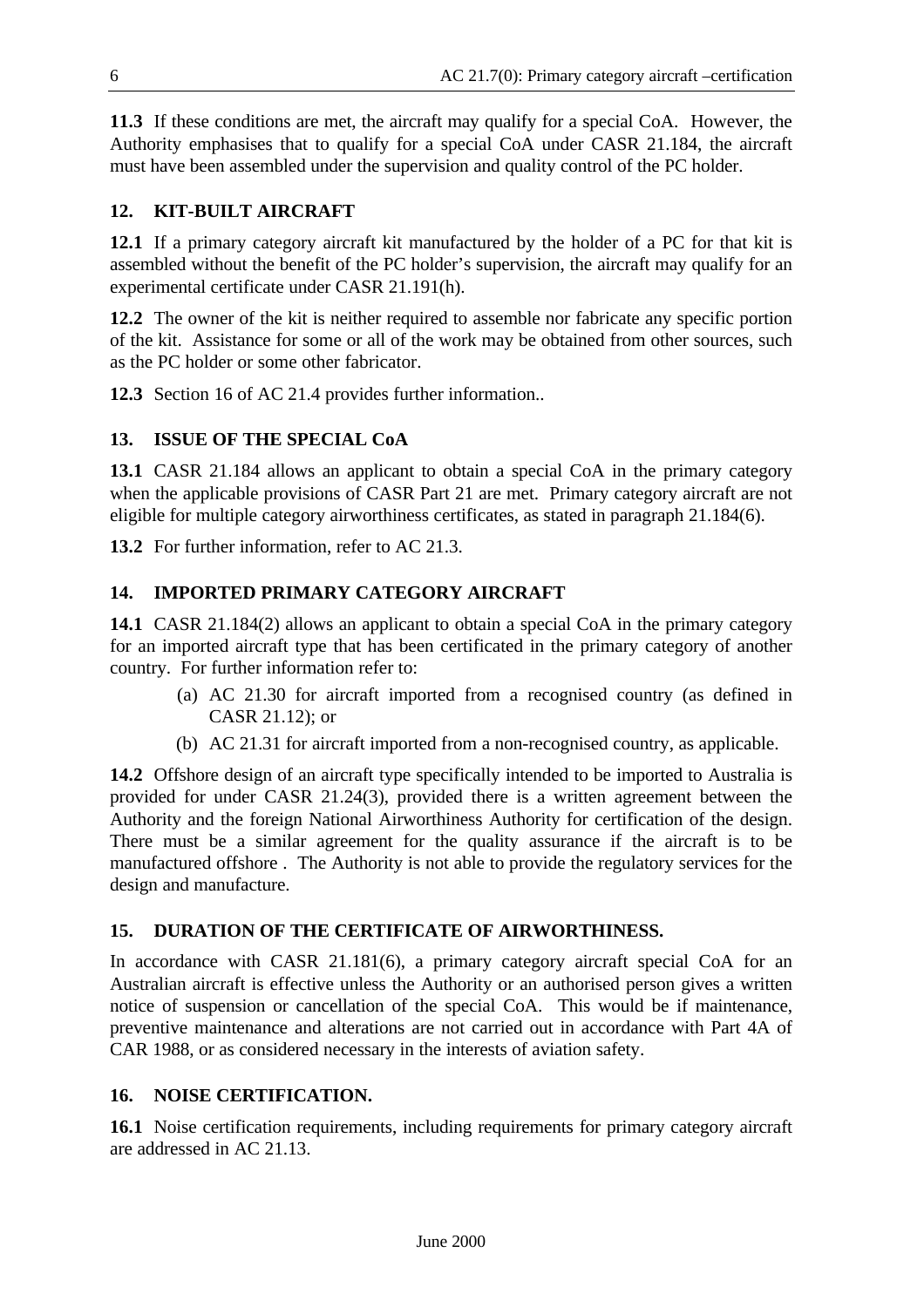**11.3** If these conditions are met, the aircraft may qualify for a special CoA. However, the Authority emphasises that to qualify for a special CoA under CASR 21.184, the aircraft must have been assembled under the supervision and quality control of the PC holder.

## 12. KIT-BUILT AIRCRAFT

**12.1** If a primary category aircraft kit manufactured by the holder of a PC for that kit is assembled without the benefit of the PC holder's supervision, the aircraft may qualify for an experimental certificate under CASR 21.191(h).

**12.2** The owner of the kit is neither required to assemble nor fabricate any specific portion of the kit. Assistance for some or all of the work may be obtained from other sources, such as the PC holder or some other fabricator.

**12.3** Section 16 of AC 21.4 provides further information..

## 13. ISSUE OF THE SPECIAL CoA

**13.1** CASR 21.184 allows an applicant to obtain a special CoA in the primary category when the applicable provisions of CASR Part 21 are met. Primary category aircraft are not eligible for multiple category airworthiness certificates, as stated in paragraph 21.184(6).

**13.2** For further information, refer to AC 21.3.

## 14. IMPORTED PRIMARY CATEGORY AIRCRAFT

**14.1** CASR 21.184(2) allows an applicant to obtain a special CoA in the primary category for an imported aircraft type that has been certificated in the primary category of another country. For further information refer to:

(a) AC 21.30 for aircraft imported from a recognised country (as defined in CASR 21.12); or

(b) AC 21.31 for aircraft imported from a non-recognised country, as applicable.

**14.2** Offshore design of an aircraft type specifically intended to be imported to Australia is provided for under CASR 21.24(3), provided there is a written agreement between the Authority and the foreign National Airworthiness Authority for certification of the design. There must be a similar agreement for the quality assurance if the aircraft is to be manufactured offshore . The Authority is not able to provide the regulatory services for the design and manufacture.

## 15. DURATION OF THE CERTIFICATE OF AIRWORTHINESS.

In accordance with CASR 21.181(6), a primary category aircraft special CoA for an Australian aircraft is effective unless the Authority or an authorised person gives a written notice of suspension or cancellation of the special CoA. This would be if maintenance, preventive maintenance and alterations are not carried out in accordance with Part 4A of CAR 1988, or as considered necessary in the interests of aviation safety.

## 16. NOISE CERTIFICATION.

**16.1** Noise certification requirements, including requirements for primary category aircraft are addressed in AC 21.13.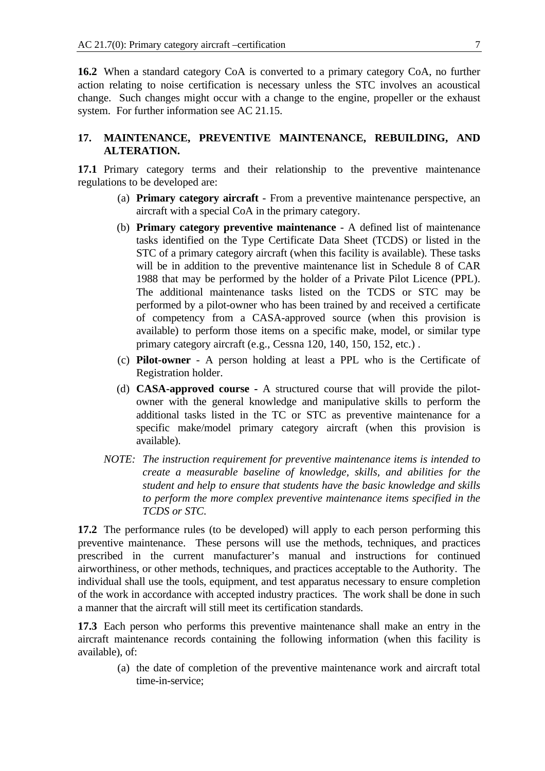**16.2** When a standard category CoA is converted to a primary category CoA, no further action relating to noise certification is necessary unless the STC involves an acoustical change. Such changes might occur with a change to the engine, propeller or the exhaust system. For further information see AC 21.15.

## 17. MAINTENANCE, PREVENTIVE MAINTENANCE, REBUILDING, AND ALTERATION.

**17.1** Primary category terms and their relationship to the preventive maintenance regulations to be developed are:

(a) **Primary category aircraft** - From a preventive maintenance perspective, an aircraft with a special CoA in the primary category.

(b) **Primary category preventive maintenance** - A defined list of maintenance tasks identified on the Type Certificate Data Sheet (TCDS) or listed in the STC of a primary category aircraft (when this facility is available). These tasks will be in addition to the preventive maintenance list in Schedule 8 of CAR 1988 that may be performed by the holder of a Private Pilot Licence (PPL). The additional maintenance tasks listed on the TCDS or STC may be performed by a pilot-owner who has been trained by and received a certificate of competency from a CASA-approved source (when this provision is available) to perform those items on a specific make, model, or similar type primary category aircraft (e.g., Cessna 120, 140, 150, 152, etc.) .

(c) **Pilot-owner** - A person holding at least a PPL who is the Certificate of Registration holder.

(d) **CASA-approved course -** A structured course that will provide the pilot-owner with the general knowledge and manipulative skills to perform the additional tasks listed in the TC or STC as preventive maintenance for a specific make/model primary category aircraft (when this provision is available).

*NOTE: The instruction requirement for preventive maintenance items is intended to create a measurable baseline of knowledge, skills, and abilities for the student and help to ensure that students have the basic knowledge and skills to perform the more complex preventive maintenance items specified in the TCDS or STC.*

**17.2** The performance rules (to be developed) will apply to each person performing this preventive maintenance. These persons will use the methods, techniques, and practices prescribed in the current manufacturer's manual and instructions for continued airworthiness, or other methods, techniques, and practices acceptable to the Authority. The individual shall use the tools, equipment, and test apparatus necessary to ensure completion of the work in accordance with accepted industry practices. The work shall be done in such a manner that the aircraft will still meet its certification standards.

**17.3** Each person who performs this preventive maintenance shall make an entry in the aircraft maintenance records containing the following information (when this facility is available), of:

(a) the date of completion of the preventive maintenance work and aircraft total time-in-service;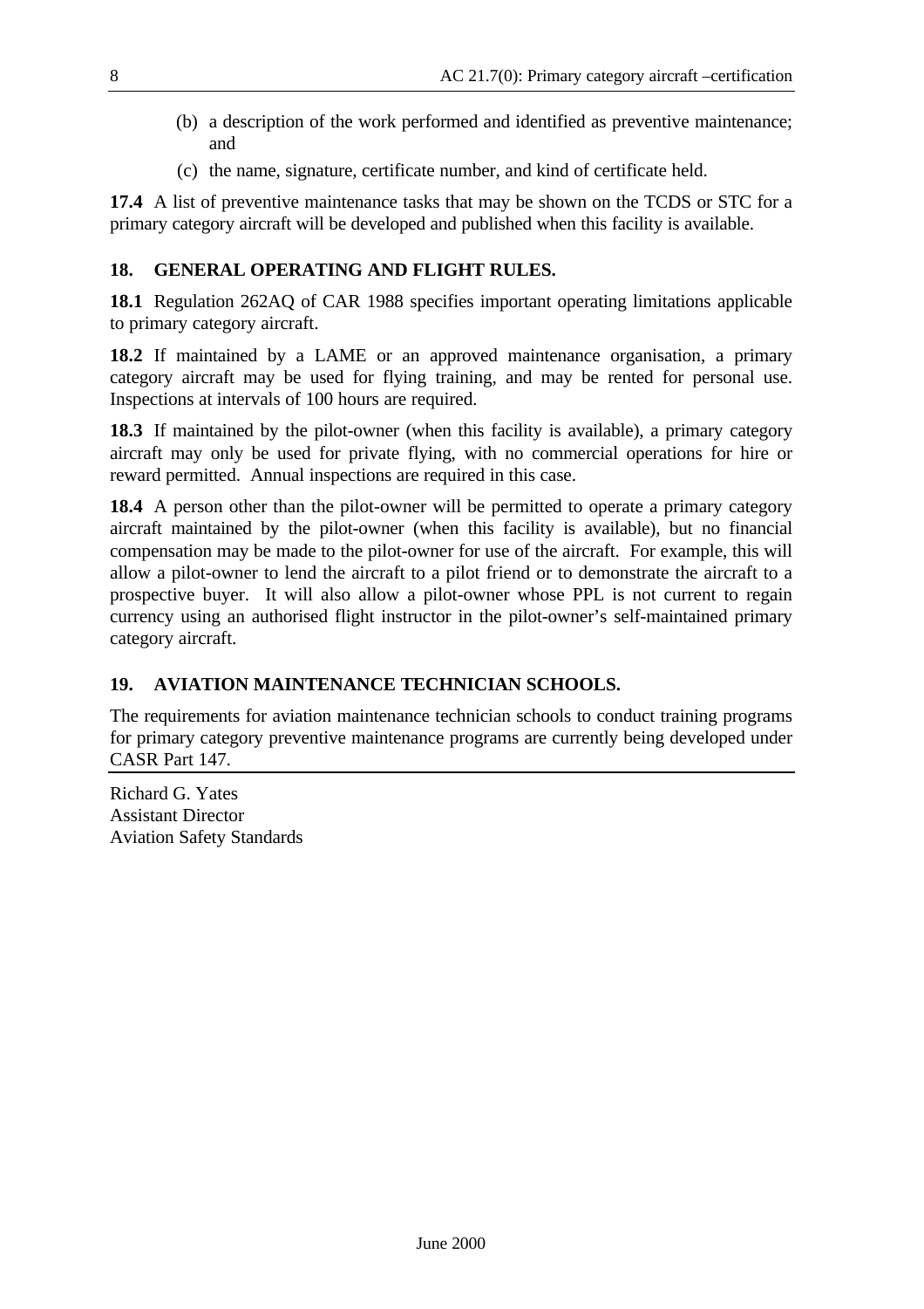(b) a description of the work performed and identified as preventive maintenance; and

(c) the name, signature, certificate number, and kind of certificate held.

**17.4** A list of preventive maintenance tasks that may be shown on the TCDS or STC for a primary category aircraft will be developed and published when this facility is available.

## 18. GENERAL OPERATING AND FLIGHT RULES.

**18.1** Regulation 262AQ of CAR 1988 specifies important operating limitations applicable to primary category aircraft.

**18.2** If maintained by a LAME or an approved maintenance organisation, a primary category aircraft may be used for flying training, and may be rented for personal use. Inspections at intervals of 100 hours are required.

**18.3** If maintained by the pilot-owner (when this facility is available), a primary category aircraft may only be used for private flying, with no commercial operations for hire or reward permitted. Annual inspections are required in this case.

**18.4** A person other than the pilot-owner will be permitted to operate a primary category aircraft maintained by the pilot-owner (when this facility is available), but no financial compensation may be made to the pilot-owner for use of the aircraft. For example, this will allow a pilot-owner to lend the aircraft to a pilot friend or to demonstrate the aircraft to a prospective buyer. It will also allow a pilot-owner whose PPL is not current to regain currency using an authorised flight instructor in the pilot-owner's self-maintained primary category aircraft.

## 19. AVIATION MAINTENANCE TECHNICIAN SCHOOLS.

The requirements for aviation maintenance technician schools to conduct training programs for primary category preventive maintenance programs are currently being developed under CASR Part 147.

---

Richard G. Yates
Assistant Director
Aviation Safety Standards

June 2000